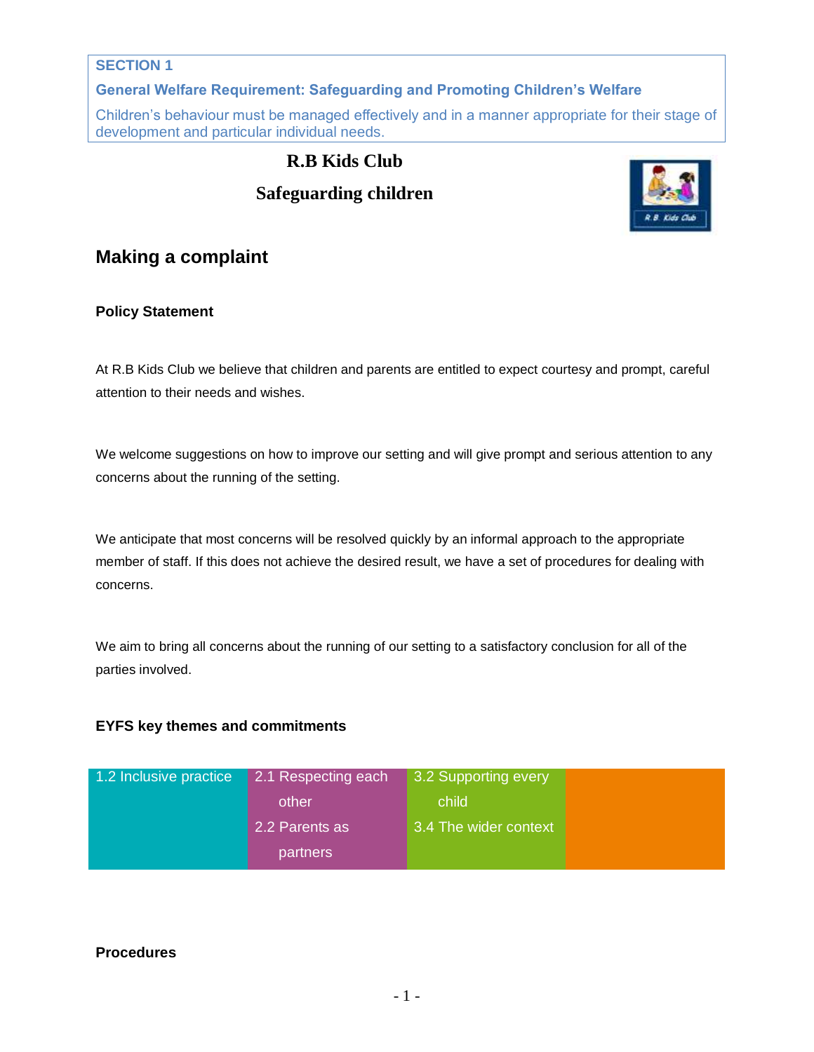**SECTION 1**

**General Welfare Requirement: Safeguarding and Promoting Children's Welfare**

Children's behaviour must be managed effectively and in a manner appropriate for their stage of development and particular individual needs.

# R.B Kids Club

## Safeguarding children

## Making a complaint

### Policy Statement

At R.B Kids Club we believe that children and parents are entitled to expect courtesy and prompt, careful attention to their needs and wishes.

We welcome suggestions on how to improve our setting and will give prompt and serious attention to any concerns about the running of the setting.

We anticipate that most concerns will be resolved quickly by an informal approach to the appropriate member of staff. If this does not achieve the desired result, we have a set of procedures for dealing with concerns.

We aim to bring all concerns about the running of our setting to a satisfactory conclusion for all of the parties involved.

### EYFS key themes and commitments

| 1.2 Inclusive practice | 2.1 Respecting each other<br>2.2 Parents as partners | 3.2 Supporting every child<br>3.4 The wider context | |
|---|---|---|---|

### Procedures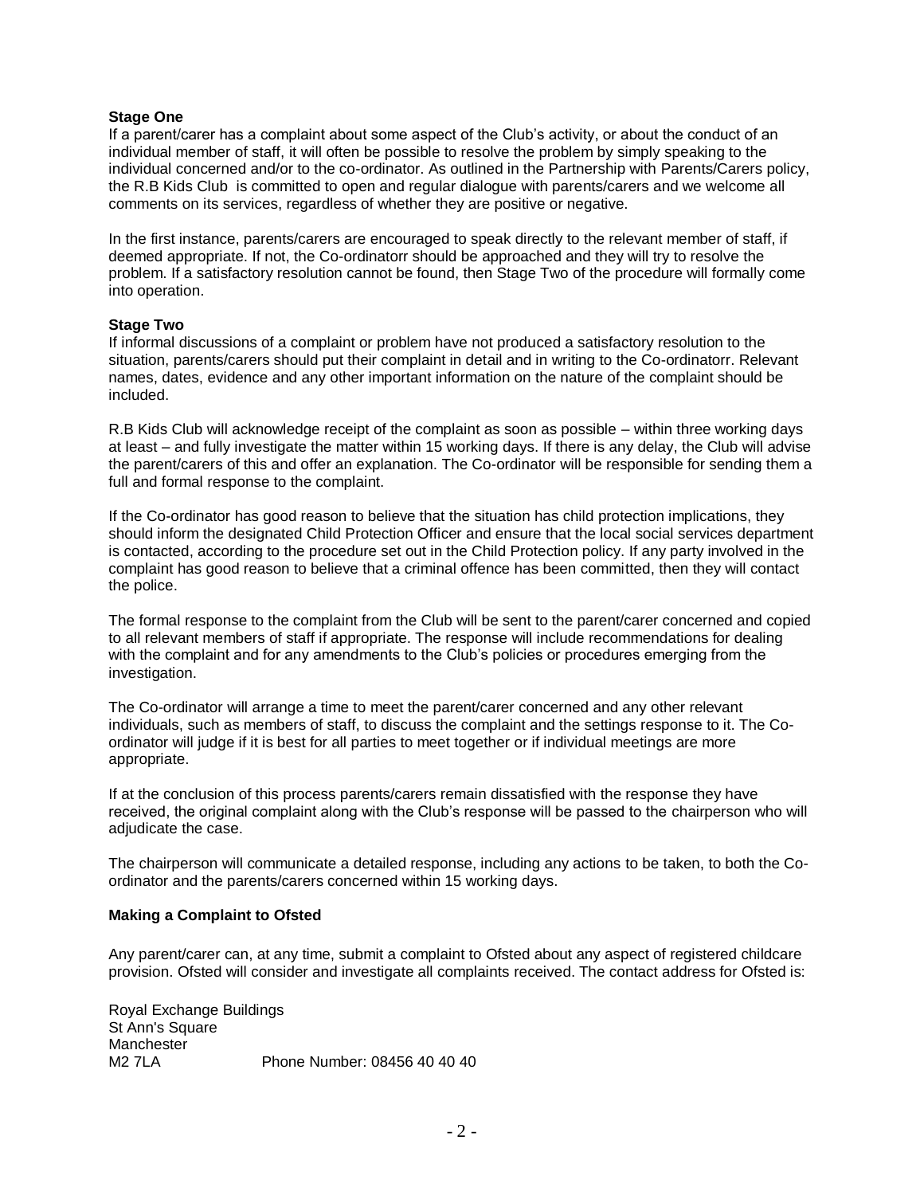**Stage One**

If a parent/carer has a complaint about some aspect of the Club's activity, or about the conduct of an individual member of staff, it will often be possible to resolve the problem by simply speaking to the individual concerned and/or to the co-ordinator. As outlined in the Partnership with Parents/Carers policy, the R.B Kids Club is committed to open and regular dialogue with parents/carers and we welcome all comments on its services, regardless of whether they are positive or negative.

In the first instance, parents/carers are encouraged to speak directly to the relevant member of staff, if deemed appropriate. If not, the Co-ordinatorr should be approached and they will try to resolve the problem. If a satisfactory resolution cannot be found, then Stage Two of the procedure will formally come into operation.

**Stage Two**

If informal discussions of a complaint or problem have not produced a satisfactory resolution to the situation, parents/carers should put their complaint in detail and in writing to the Co-ordinatorr. Relevant names, dates, evidence and any other important information on the nature of the complaint should be included.

R.B Kids Club will acknowledge receipt of the complaint as soon as possible – within three working days at least – and fully investigate the matter within 15 working days. If there is any delay, the Club will advise the parent/carers of this and offer an explanation. The Co-ordinator will be responsible for sending them a full and formal response to the complaint.

If the Co-ordinator has good reason to believe that the situation has child protection implications, they should inform the designated Child Protection Officer and ensure that the local social services department is contacted, according to the procedure set out in the Child Protection policy. If any party involved in the complaint has good reason to believe that a criminal offence has been committed, then they will contact the police.

The formal response to the complaint from the Club will be sent to the parent/carer concerned and copied to all relevant members of staff if appropriate. The response will include recommendations for dealing with the complaint and for any amendments to the Club's policies or procedures emerging from the investigation.

The Co-ordinator will arrange a time to meet the parent/carer concerned and any other relevant individuals, such as members of staff, to discuss the complaint and the settings response to it. The Co-ordinator will judge if it is best for all parties to meet together or if individual meetings are more appropriate.

If at the conclusion of this process parents/carers remain dissatisfied with the response they have received, the original complaint along with the Club's response will be passed to the chairperson who will adjudicate the case.

The chairperson will communicate a detailed response, including any actions to be taken, to both the Co-ordinator and the parents/carers concerned within 15 working days.

**Making a Complaint to Ofsted**

Any parent/carer can, at any time, submit a complaint to Ofsted about any aspect of registered childcare provision. Ofsted will consider and investigate all complaints received. The contact address for Ofsted is:

Royal Exchange Buildings
St Ann's Square
Manchester
M2 7LA Phone Number: 08456 40 40 40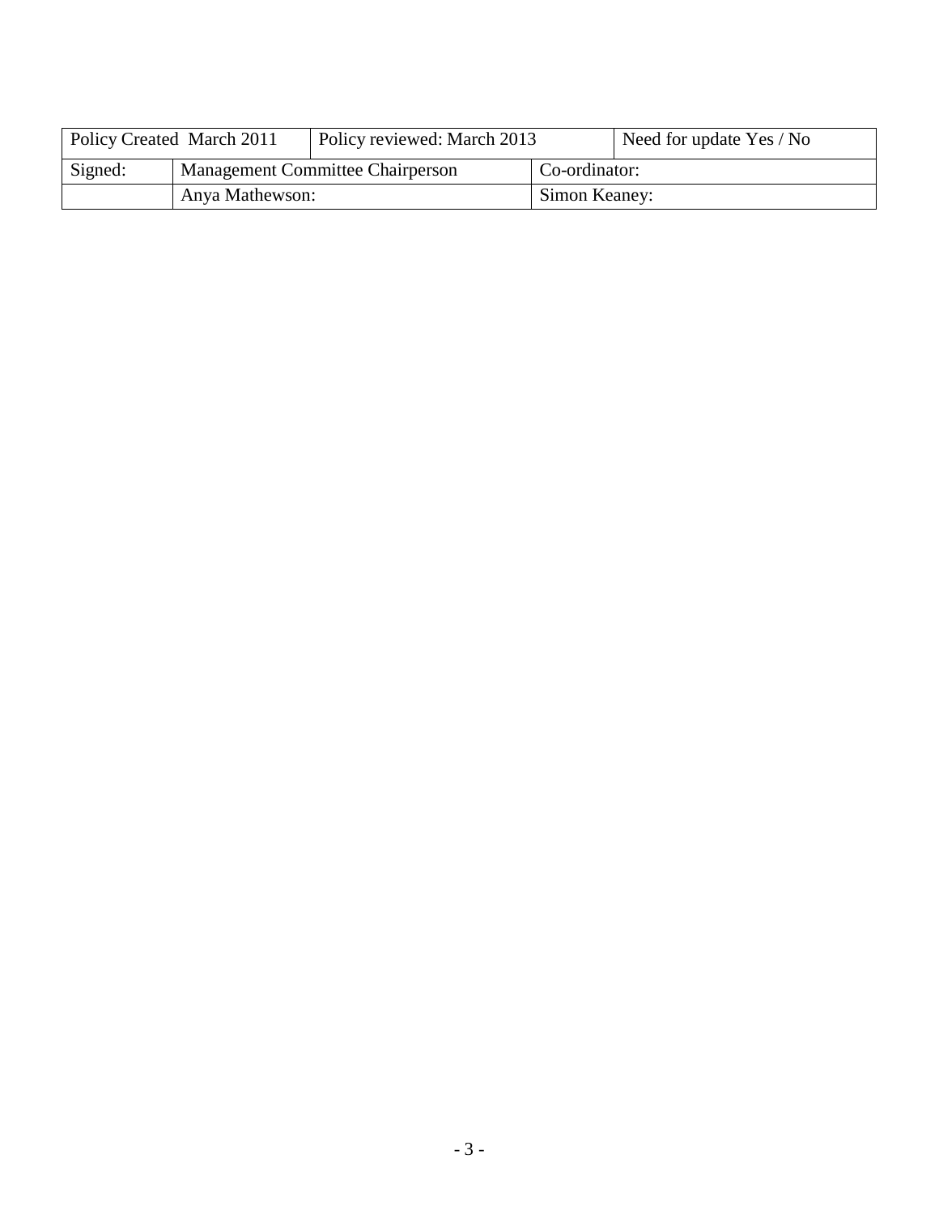| | | | | |
|---|---|---|---|---|
| Policy Created March 2011 | | Policy reviewed: March 2013 | | Need for update Yes / No |
| Signed: | Management Committee Chairperson | | Co-ordinator: | |
| | Anya Mathewson: | | Simon Keaney: | |